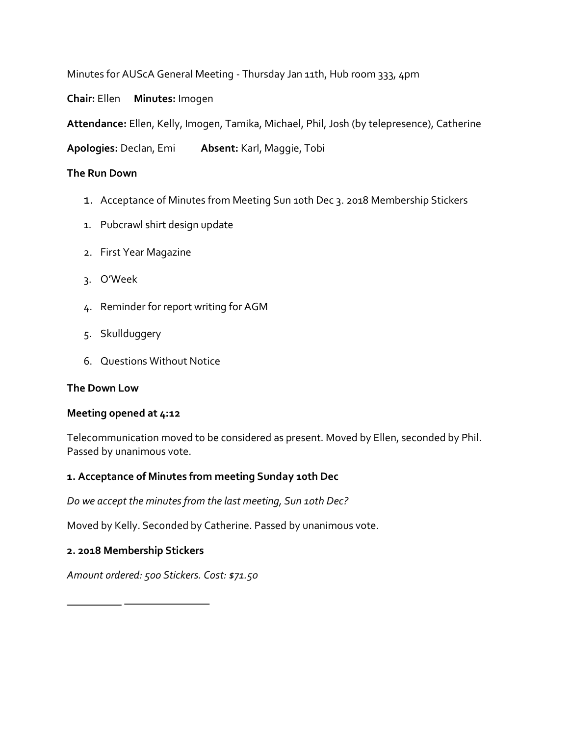Minutes for AUScA General Meeting - Thursday Jan 11th, Hub room 333, 4pm

**Chair:** Ellen **Minutes:** Imogen

**Attendance:** Ellen, Kelly, Imogen, Tamika, Michael, Phil, Josh (by telepresence), Catherine

**Apologies:** Declan, Emi **Absent:** Karl, Maggie, Tobi

**The Run Down**

1. Acceptance of Minutes from Meeting Sun 10th Dec 3. 2018 Membership Stickers

1. Pubcrawl shirt design update
2. First Year Magazine
3. O'Week
4. Reminder for report writing for AGM
5. Skullduggery
6. Questions Without Notice

**The Down Low**

**Meeting opened at 4:12**

Telecommunication moved to be considered as present. Moved by Ellen, seconded by Phil. Passed by unanimous vote.

**1. Acceptance of Minutes from meeting Sunday 10th Dec**

*Do we accept the minutes from the last meeting, Sun 10th Dec?*

Moved by Kelly. Seconded by Catherine. Passed by unanimous vote.

**2. 2018 Membership Stickers**

*Amount ordered: 500 Stickers. Cost: $71.50*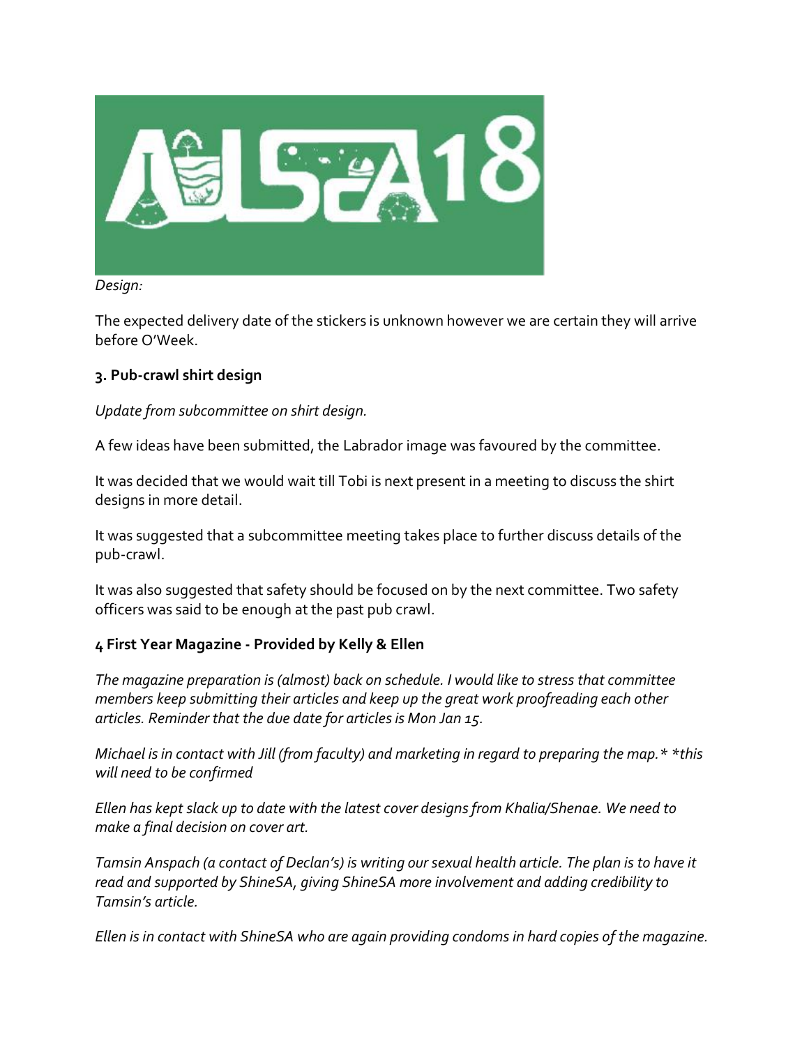*Design:*

The expected delivery date of the stickers is unknown however we are certain they will arrive before O'Week.

### 3. Pub-crawl shirt design

*Update from subcommittee on shirt design.*

A few ideas have been submitted, the Labrador image was favoured by the committee.

It was decided that we would wait till Tobi is next present in a meeting to discuss the shirt designs in more detail.

It was suggested that a subcommittee meeting takes place to further discuss details of the pub-crawl.

It was also suggested that safety should be focused on by the next committee. Two safety officers was said to be enough at the past pub crawl.

### 4 First Year Magazine - Provided by Kelly & Ellen

*The magazine preparation is (almost) back on schedule. I would like to stress that committee members keep submitting their articles and keep up the great work proofreading each other articles. Reminder that the due date for articles is Mon Jan 15.*

*Michael is in contact with Jill (from faculty) and marketing in regard to preparing the map.* *this will need to be confirmed*

*Ellen has kept slack up to date with the latest cover designs from Khalia/Shenae. We need to make a final decision on cover art.*

*Tamsin Anspach (a contact of Declan's) is writing our sexual health article. The plan is to have it read and supported by ShineSA, giving ShineSA more involvement and adding credibility to Tamsin's article.*

*Ellen is in contact with ShineSA who are again providing condoms in hard copies of the magazine.*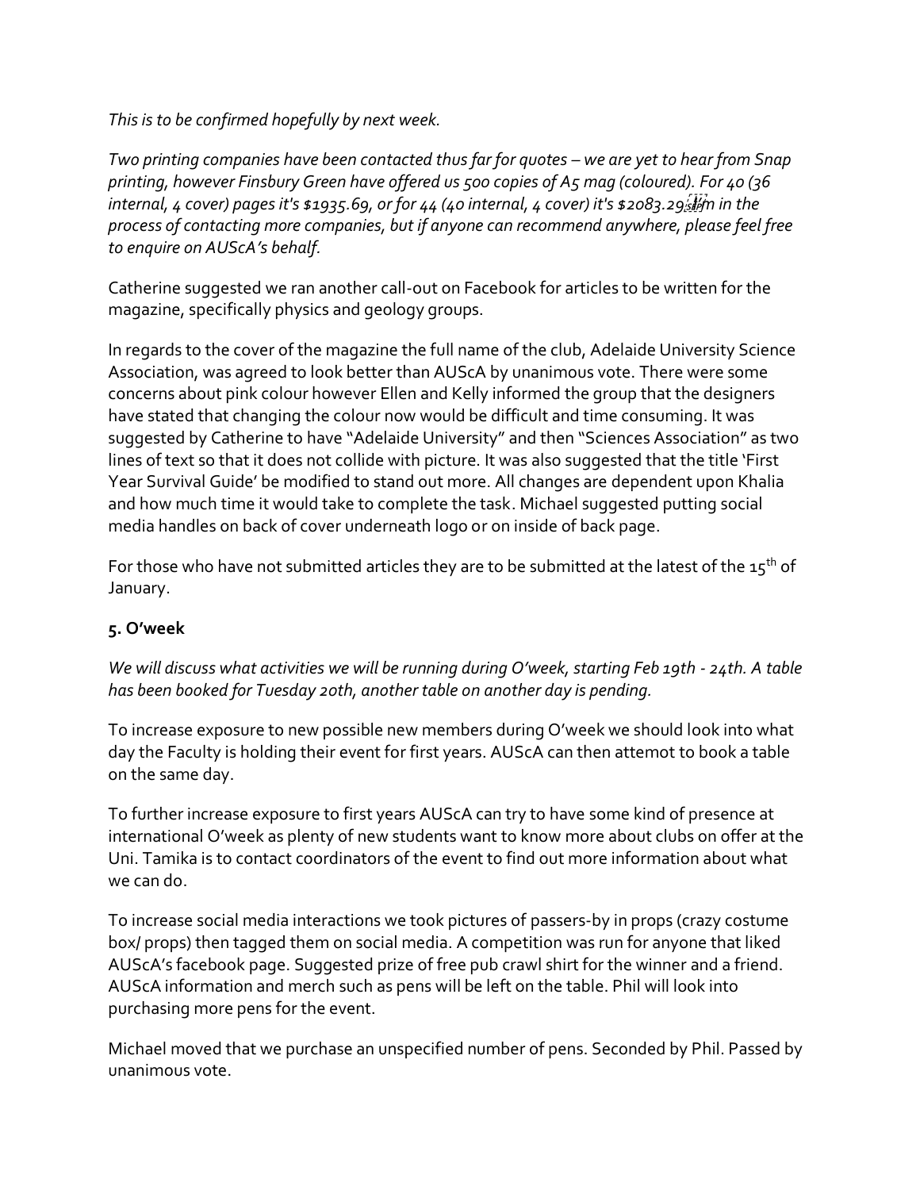*This is to be confirmed hopefully by next week.*

*Two printing companies have been contacted thus far for quotes – we are yet to hear from Snap printing, however Finsbury Green have offered us 500 copies of A5 mag (coloured). For 40 (36 internal, 4 cover) pages it's $1935.69, or for 44 (40 internal, 4 cover) it's $2083.29. I'm in the process of contacting more companies, but if anyone can recommend anywhere, please feel free to enquire on AUScA's behalf.*

Catherine suggested we ran another call-out on Facebook for articles to be written for the magazine, specifically physics and geology groups.

In regards to the cover of the magazine the full name of the club, Adelaide University Science Association, was agreed to look better than AUScA by unanimous vote. There were some concerns about pink colour however Ellen and Kelly informed the group that the designers have stated that changing the colour now would be difficult and time consuming. It was suggested by Catherine to have "Adelaide University" and then "Sciences Association" as two lines of text so that it does not collide with picture. It was also suggested that the title 'First Year Survival Guide' be modified to stand out more. All changes are dependent upon Khalia and how much time it would take to complete the task. Michael suggested putting social media handles on back of cover underneath logo or on inside of back page.

For those who have not submitted articles they are to be submitted at the latest of the 15th of January.

### 5. O'week

*We will discuss what activities we will be running during O'week, starting Feb 19th - 24th. A table has been booked for Tuesday 20th, another table on another day is pending.*

To increase exposure to new possible new members during O'week we should look into what day the Faculty is holding their event for first years. AUScA can then attemot to book a table on the same day.

To further increase exposure to first years AUScA can try to have some kind of presence at international O'week as plenty of new students want to know more about clubs on offer at the Uni. Tamika is to contact coordinators of the event to find out more information about what we can do.

To increase social media interactions we took pictures of passers-by in props (crazy costume box/ props) then tagged them on social media. A competition was run for anyone that liked AUScA's facebook page. Suggested prize of free pub crawl shirt for the winner and a friend. AUScA information and merch such as pens will be left on the table. Phil will look into purchasing more pens for the event.

Michael moved that we purchase an unspecified number of pens. Seconded by Phil. Passed by unanimous vote.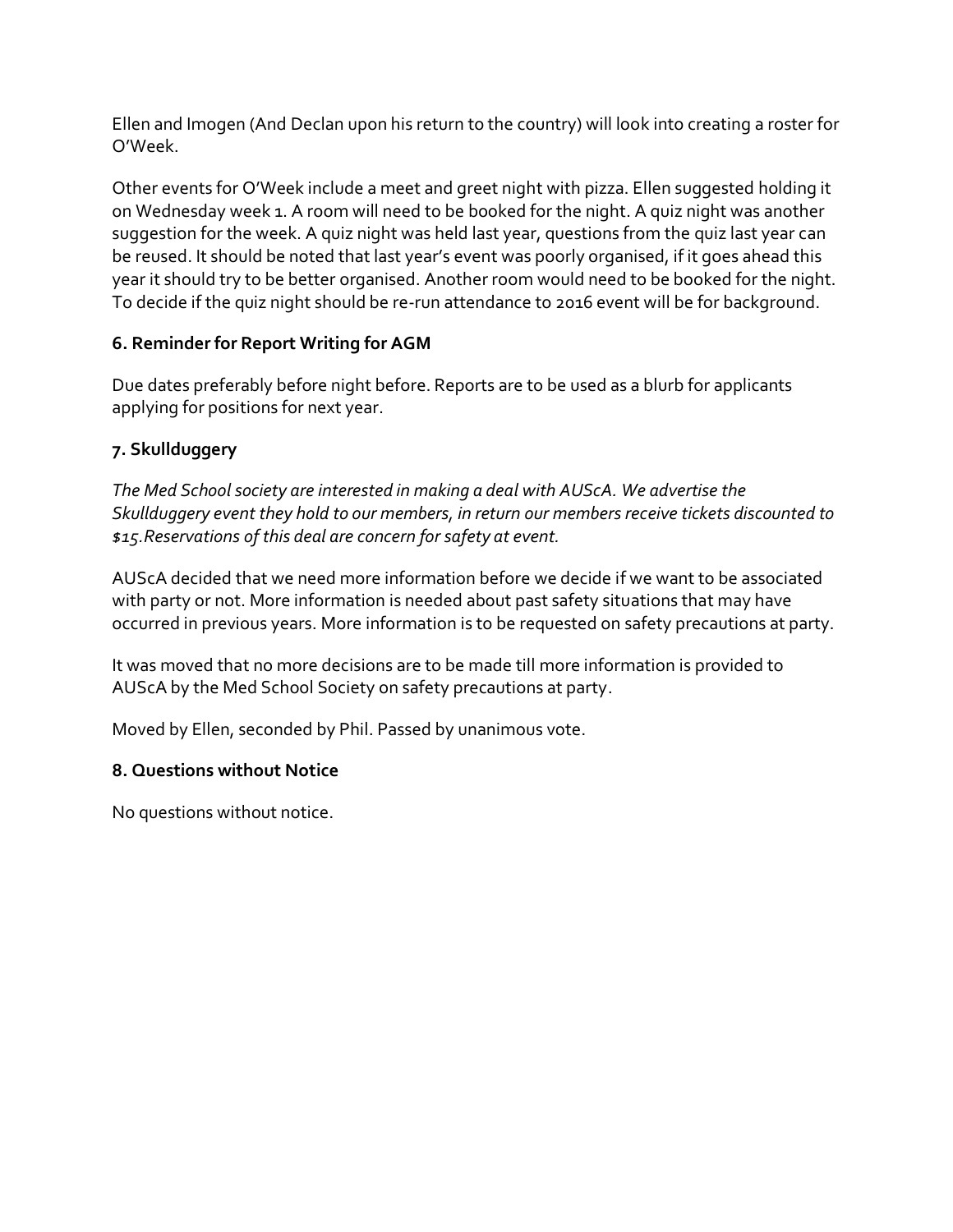Ellen and Imogen (And Declan upon his return to the country) will look into creating a roster for O'Week.

Other events for O'Week include a meet and greet night with pizza. Ellen suggested holding it on Wednesday week 1. A room will need to be booked for the night. A quiz night was another suggestion for the week. A quiz night was held last year, questions from the quiz last year can be reused. It should be noted that last year's event was poorly organised, if it goes ahead this year it should try to be better organised. Another room would need to be booked for the night. To decide if the quiz night should be re-run attendance to 2016 event will be for background.

### 6. Reminder for Report Writing for AGM

Due dates preferably before night before. Reports are to be used as a blurb for applicants applying for positions for next year.

### 7. Skullduggery

*The Med School society are interested in making a deal with AUScA. We advertise the Skullduggery event they hold to our members, in return our members receive tickets discounted to $15.Reservations of this deal are concern for safety at event.*

AUScA decided that we need more information before we decide if we want to be associated with party or not. More information is needed about past safety situations that may have occurred in previous years. More information is to be requested on safety precautions at party.

It was moved that no more decisions are to be made till more information is provided to AUScA by the Med School Society on safety precautions at party.

Moved by Ellen, seconded by Phil. Passed by unanimous vote.

### 8. Questions without Notice

No questions without notice.